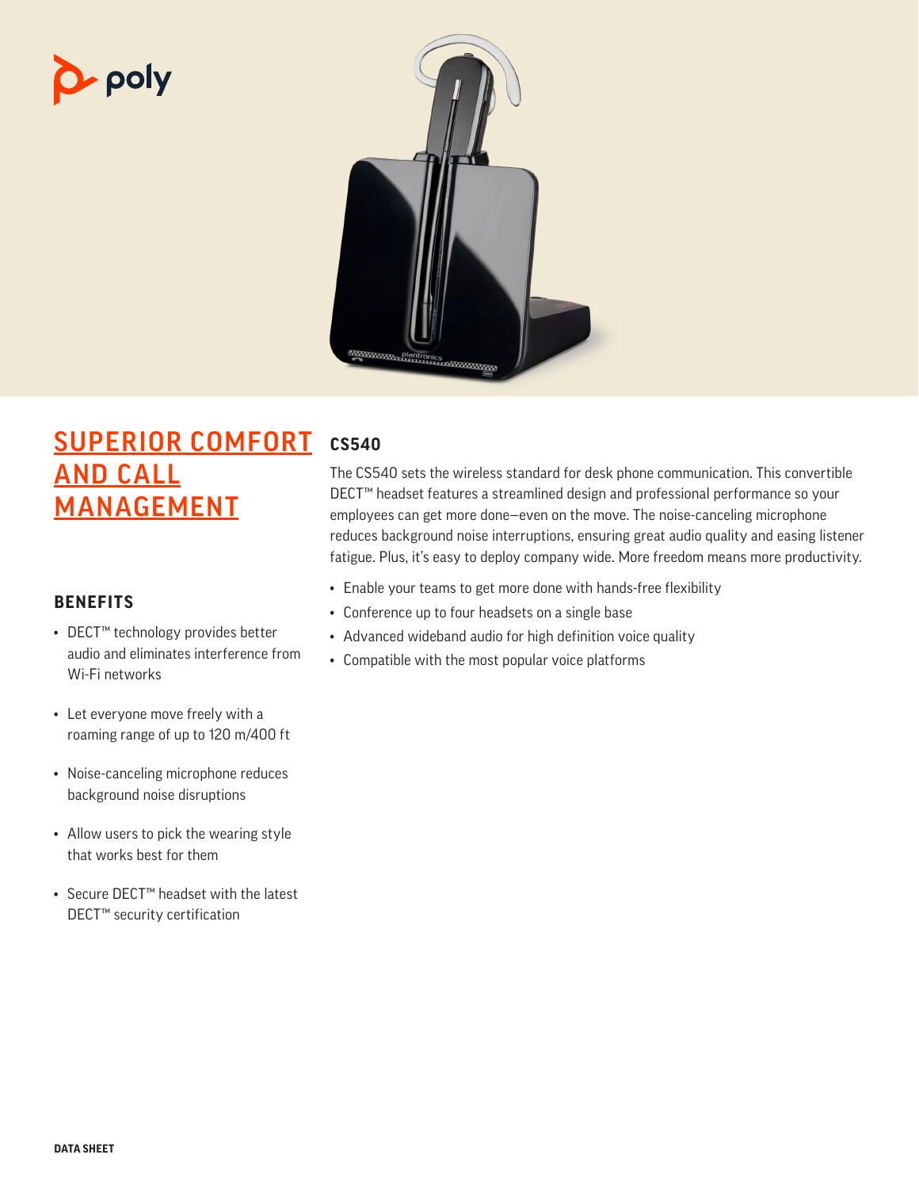# SUPERIOR COMFORT AND CALL MANAGEMENT

## BENEFITS

- DECT™ technology provides better audio and eliminates interference from Wi-Fi networks
- Let everyone move freely with a roaming range of up to 120 m/400 ft
- Noise-canceling microphone reduces background noise disruptions
- Allow users to pick the wearing style that works best for them
- Secure DECT™ headset with the latest DECT™ security certification

## CS540

The CS540 sets the wireless standard for desk phone communication. This convertible DECT™ headset features a streamlined design and professional performance so your employees can get more done—even on the move. The noise-canceling microphone reduces background noise interruptions, ensuring great audio quality and easing listener fatigue. Plus, it's easy to deploy company wide. More freedom means more productivity.

- Enable your teams to get more done with hands-free flexibility
- Conference up to four headsets on a single base
- Advanced wideband audio for high definition voice quality
- Compatible with the most popular voice platforms

DATA SHEET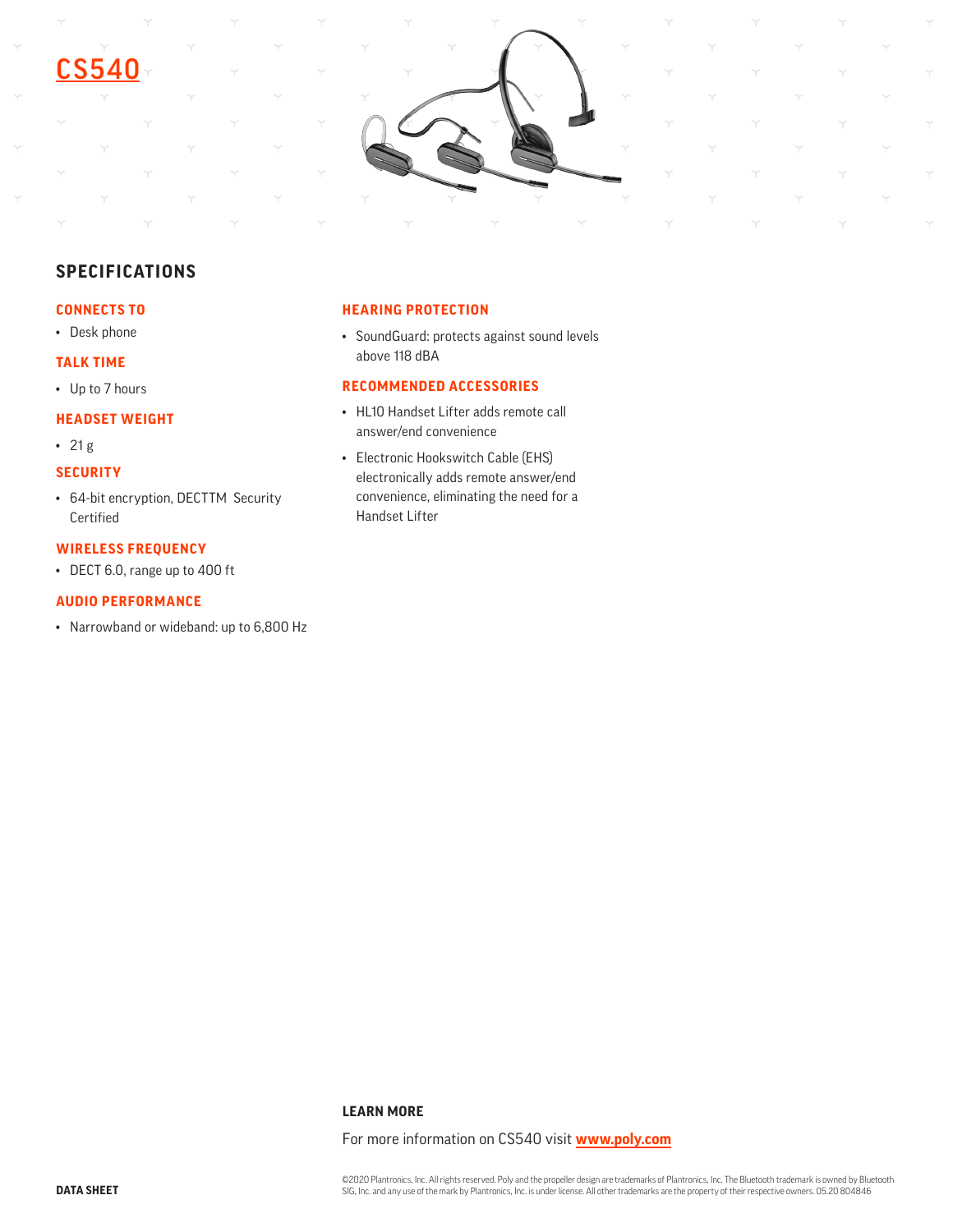# CS540

## SPECIFICATIONS

### CONNECTS TO

- Desk phone

### TALK TIME

- Up to 7 hours

### HEADSET WEIGHT

- 21 g

### SECURITY

- 64-bit encryption, DECTTM Security Certified

### WIRELESS FREQUENCY

- DECT 6.0, range up to 400 ft

### AUDIO PERFORMANCE

- Narrowband or wideband: up to 6,800 Hz

### HEARING PROTECTION

- SoundGuard: protects against sound levels above 118 dBA

### RECOMMENDED ACCESSORIES

- HL10 Handset Lifter adds remote call answer/end convenience
- Electronic Hookswitch Cable (EHS) electronically adds remote answer/end convenience, eliminating the need for a Handset Lifter

**LEARN MORE**

For more information on CS540 visit **www.poly.com**

**DATA SHEET**

©2020 Plantronics, Inc. All rights reserved. Poly and the propeller design are trademarks of Plantronics, Inc. The Bluetooth trademark is owned by Bluetooth SIG, Inc. and any use of the mark by Plantronics, Inc. is under license. All other trademarks are the property of their respective owners. 05.20 804846